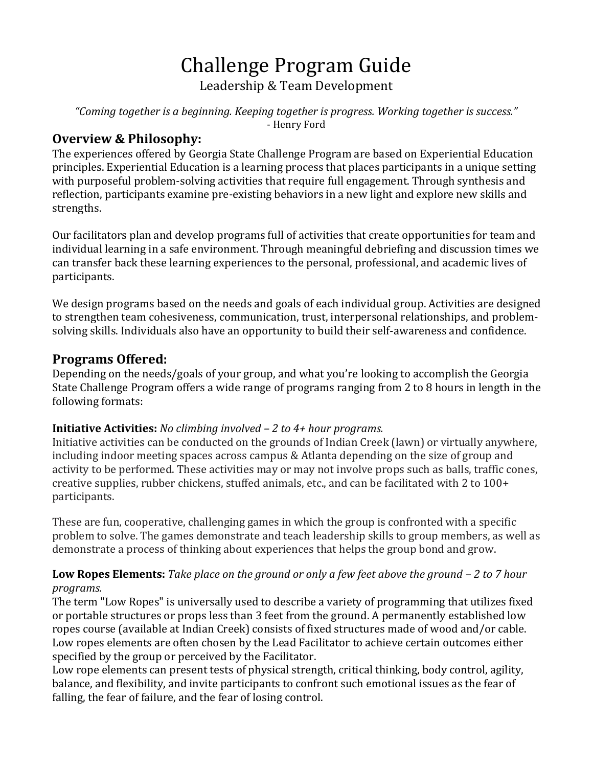# Challenge Program Guide

Leadership & Team Development

*"Coming together is a beginning. Keeping together is progress. Working together is success."*
- Henry Ford

## Overview & Philosophy:

The experiences offered by Georgia State Challenge Program are based on Experiential Education principles. Experiential Education is a learning process that places participants in a unique setting with purposeful problem-solving activities that require full engagement. Through synthesis and reflection, participants examine pre-existing behaviors in a new light and explore new skills and strengths.

Our facilitators plan and develop programs full of activities that create opportunities for team and individual learning in a safe environment. Through meaningful debriefing and discussion times we can transfer back these learning experiences to the personal, professional, and academic lives of participants.

We design programs based on the needs and goals of each individual group. Activities are designed to strengthen team cohesiveness, communication, trust, interpersonal relationships, and problem-solving skills. Individuals also have an opportunity to build their self-awareness and confidence.

## Programs Offered:

Depending on the needs/goals of your group, and what you're looking to accomplish the Georgia State Challenge Program offers a wide range of programs ranging from 2 to 8 hours in length in the following formats:

**Initiative Activities:** *No climbing involved – 2 to 4+ hour programs.*
Initiative activities can be conducted on the grounds of Indian Creek (lawn) or virtually anywhere, including indoor meeting spaces across campus & Atlanta depending on the size of group and activity to be performed. These activities may or may not involve props such as balls, traffic cones, creative supplies, rubber chickens, stuffed animals, etc., and can be facilitated with 2 to 100+ participants.

These are fun, cooperative, challenging games in which the group is confronted with a specific problem to solve. The games demonstrate and teach leadership skills to group members, as well as demonstrate a process of thinking about experiences that helps the group bond and grow.

**Low Ropes Elements:** *Take place on the ground or only a few feet above the ground – 2 to 7 hour programs.*
The term "Low Ropes" is universally used to describe a variety of programming that utilizes fixed or portable structures or props less than 3 feet from the ground. A permanently established low ropes course (available at Indian Creek) consists of fixed structures made of wood and/or cable. Low ropes elements are often chosen by the Lead Facilitator to achieve certain outcomes either specified by the group or perceived by the Facilitator.
Low rope elements can present tests of physical strength, critical thinking, body control, agility, balance, and flexibility, and invite participants to confront such emotional issues as the fear of falling, the fear of failure, and the fear of losing control.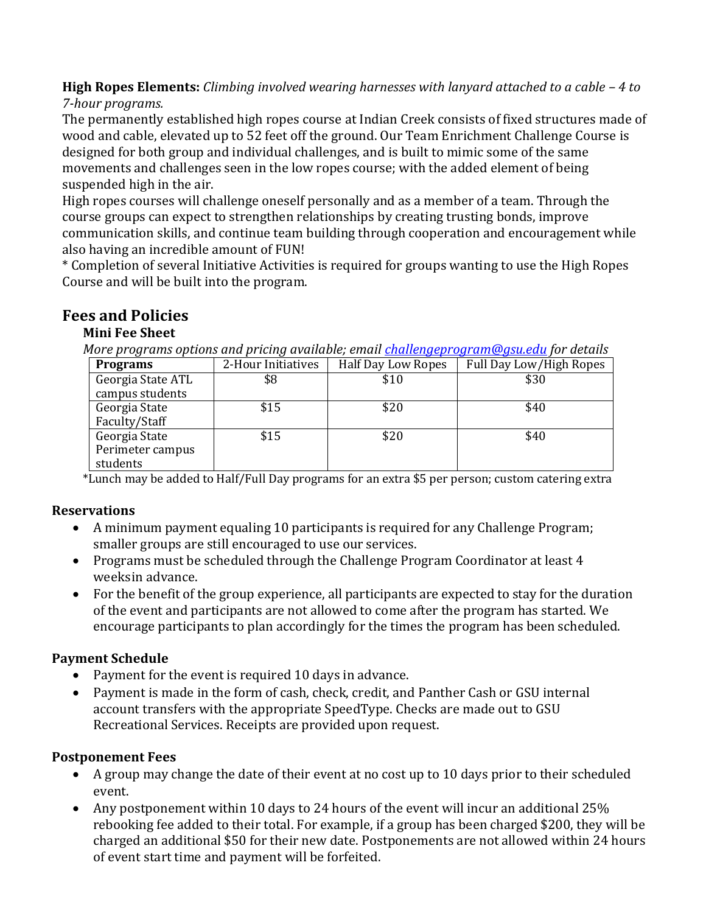**High Ropes Elements:** *Climbing involved wearing harnesses with lanyard attached to a cable – 4 to 7-hour programs.*

The permanently established high ropes course at Indian Creek consists of fixed structures made of wood and cable, elevated up to 52 feet off the ground. Our Team Enrichment Challenge Course is designed for both group and individual challenges, and is built to mimic some of the same movements and challenges seen in the low ropes course; with the added element of being suspended high in the air.

High ropes courses will challenge oneself personally and as a member of a team. Through the course groups can expect to strengthen relationships by creating trusting bonds, improve communication skills, and continue team building through cooperation and encouragement while also having an incredible amount of FUN!

* Completion of several Initiative Activities is required for groups wanting to use the High Ropes Course and will be built into the program.

## Fees and Policies

### Mini Fee Sheet

*More programs options and pricing available; email [challengeprogram@gsu.edu](mailto:challengeprogram@gsu.edu) for details*

| **Programs** | 2-Hour Initiatives | Half Day Low Ropes | Full Day Low/High Ropes |
|---|---|---|---|
| Georgia State ATL campus students | $8 | $10 | $30 |
| Georgia State Faculty/Staff | $15 | $20 | $40 |
| Georgia State Perimeter campus students | $15 | $20 | $40 |

*Lunch may be added to Half/Full Day programs for an extra $5 per person; custom catering extra

### Reservations

- A minimum payment equaling 10 participants is required for any Challenge Program; smaller groups are still encouraged to use our services.
- Programs must be scheduled through the Challenge Program Coordinator at least 4 weeksin advance.
- For the benefit of the group experience, all participants are expected to stay for the duration of the event and participants are not allowed to come after the program has started. We encourage participants to plan accordingly for the times the program has been scheduled.

### Payment Schedule

- Payment for the event is required 10 days in advance.
- Payment is made in the form of cash, check, credit, and Panther Cash or GSU internal account transfers with the appropriate SpeedType. Checks are made out to GSU Recreational Services. Receipts are provided upon request.

### Postponement Fees

- A group may change the date of their event at no cost up to 10 days prior to their scheduled event.
- Any postponement within 10 days to 24 hours of the event will incur an additional 25% rebooking fee added to their total. For example, if a group has been charged $200, they will be charged an additional $50 for their new date. Postponements are not allowed within 24 hours of event start time and payment will be forfeited.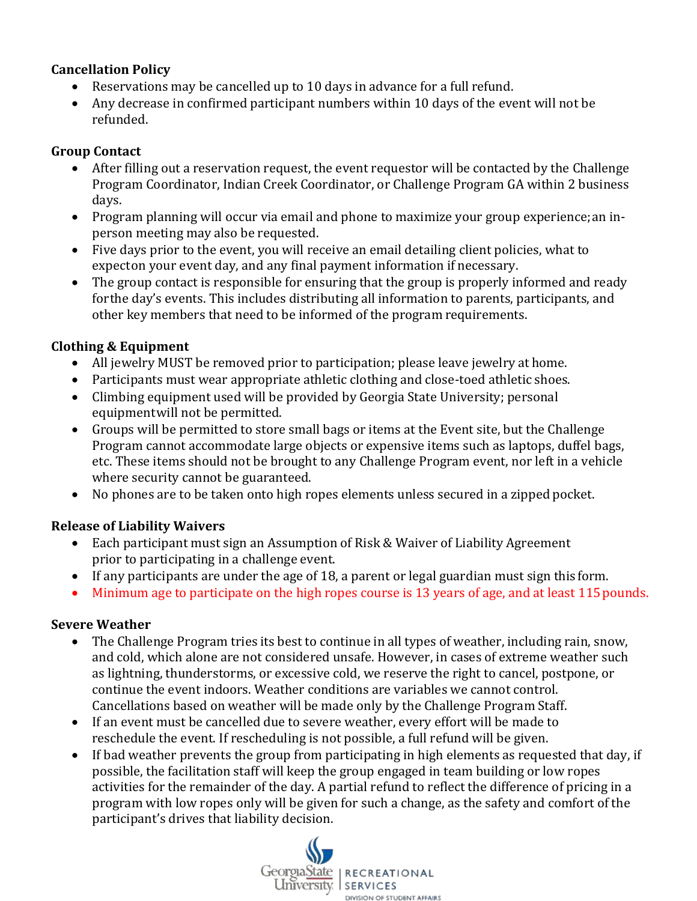**Cancellation Policy**

- Reservations may be cancelled up to 10 days in advance for a full refund.
- Any decrease in confirmed participant numbers within 10 days of the event will not be refunded.

**Group Contact**

- After filling out a reservation request, the event requestor will be contacted by the Challenge Program Coordinator, Indian Creek Coordinator, or Challenge Program GA within 2 business days.
- Program planning will occur via email and phone to maximize your group experience; an in-person meeting may also be requested.
- Five days prior to the event, you will receive an email detailing client policies, what to expecton your event day, and any final payment information if necessary.
- The group contact is responsible for ensuring that the group is properly informed and ready forthe day's events. This includes distributing all information to parents, participants, and other key members that need to be informed of the program requirements.

**Clothing & Equipment**

- All jewelry MUST be removed prior to participation; please leave jewelry at home.
- Participants must wear appropriate athletic clothing and close-toed athletic shoes.
- Climbing equipment used will be provided by Georgia State University; personal equipmentwill not be permitted.
- Groups will be permitted to store small bags or items at the Event site, but the Challenge Program cannot accommodate large objects or expensive items such as laptops, duffel bags, etc. These items should not be brought to any Challenge Program event, nor left in a vehicle where security cannot be guaranteed.
- No phones are to be taken onto high ropes elements unless secured in a zipped pocket.

**Release of Liability Waivers**

- Each participant must sign an Assumption of Risk & Waiver of Liability Agreement prior to participating in a challenge event.
- If any participants are under the age of 18, a parent or legal guardian must sign this form.
- Minimum age to participate on the high ropes course is 13 years of age, and at least 115 pounds.

**Severe Weather**

- The Challenge Program tries its best to continue in all types of weather, including rain, snow, and cold, which alone are not considered unsafe. However, in cases of extreme weather such as lightning, thunderstorms, or excessive cold, we reserve the right to cancel, postpone, or continue the event indoors. Weather conditions are variables we cannot control. Cancellations based on weather will be made only by the Challenge Program Staff.
- If an event must be cancelled due to severe weather, every effort will be made to reschedule the event. If rescheduling is not possible, a full refund will be given.
- If bad weather prevents the group from participating in high elements as requested that day, if possible, the facilitation staff will keep the group engaged in team building or low ropes activities for the remainder of the day. A partial refund to reflect the difference of pricing in a program with low ropes only will be given for such a change, as the safety and comfort of the participant's drives that liability decision.